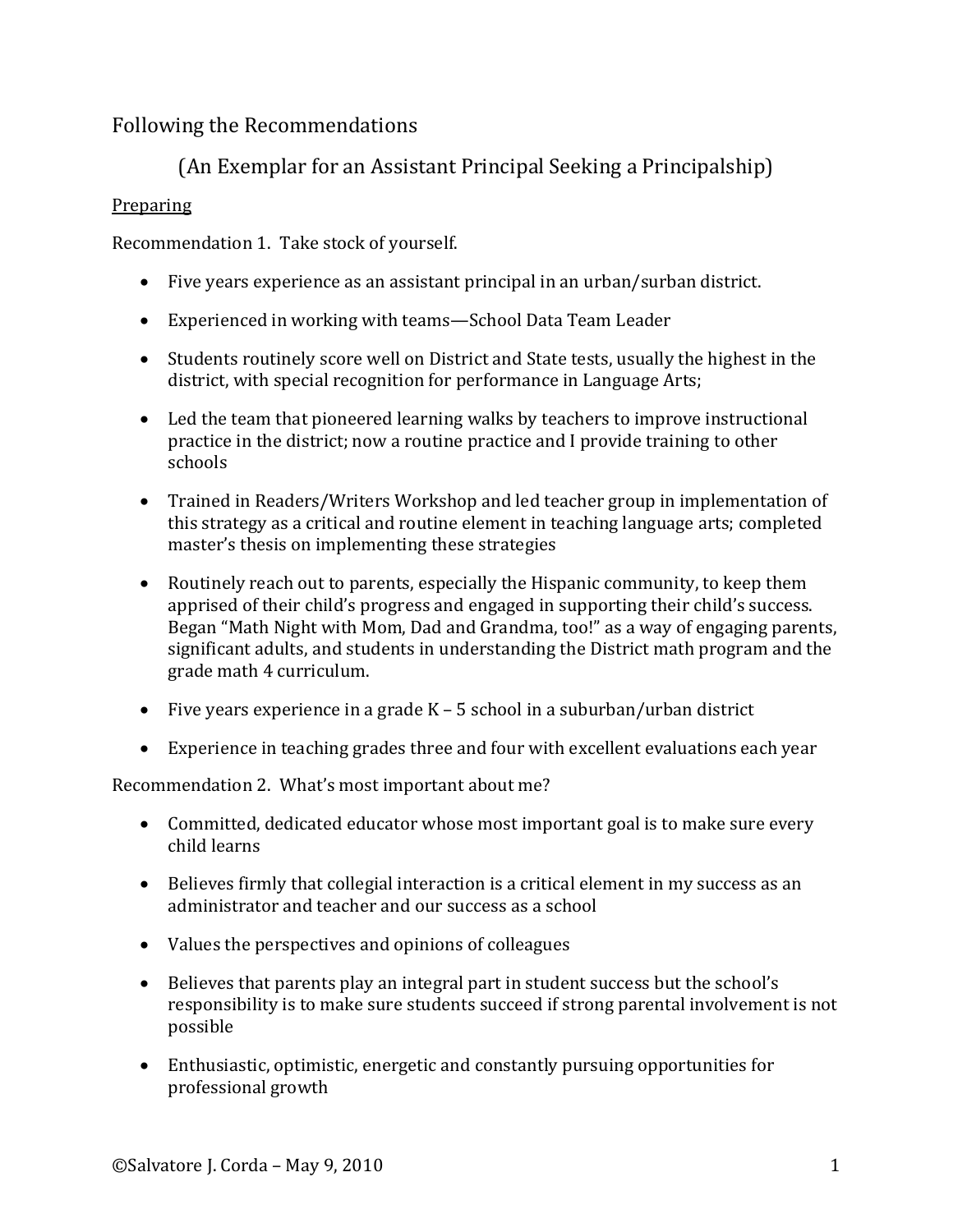# Following the Recommendations

## (An Exemplar for an Assistant Principal Seeking a Principalship)

<u>Preparing</u>

Recommendation 1. Take stock of yourself.

- Five years experience as an assistant principal in an urban/surban district.
- Experienced in working with teams—School Data Team Leader
- Students routinely score well on District and State tests, usually the highest in the district, with special recognition for performance in Language Arts;
- Led the team that pioneered learning walks by teachers to improve instructional practice in the district; now a routine practice and I provide training to other schools
- Trained in Readers/Writers Workshop and led teacher group in implementation of this strategy as a critical and routine element in teaching language arts; completed master's thesis on implementing these strategies
- Routinely reach out to parents, especially the Hispanic community, to keep them apprised of their child's progress and engaged in supporting their child's success. Began "Math Night with Mom, Dad and Grandma, too!" as a way of engaging parents, significant adults, and students in understanding the District math program and the grade math 4 curriculum.
- Five years experience in a grade K – 5 school in a suburban/urban district
- Experience in teaching grades three and four with excellent evaluations each year

Recommendation 2. What's most important about me?

- Committed, dedicated educator whose most important goal is to make sure every child learns
- Believes firmly that collegial interaction is a critical element in my success as an administrator and teacher and our success as a school
- Values the perspectives and opinions of colleagues
- Believes that parents play an integral part in student success but the school's responsibility is to make sure students succeed if strong parental involvement is not possible
- Enthusiastic, optimistic, energetic and constantly pursuing opportunities for professional growth

©Salvatore J. Corda – May 9, 2010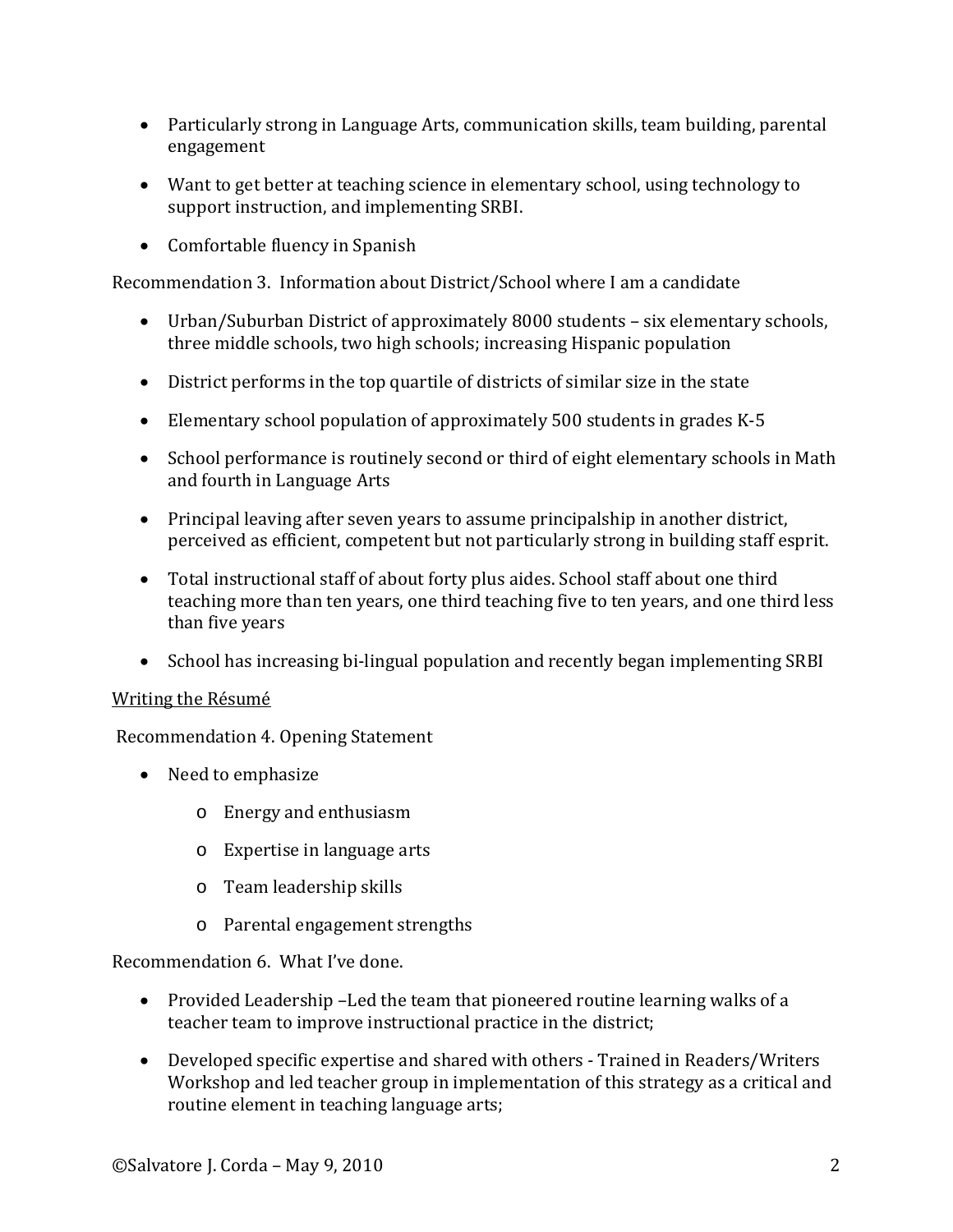- Particularly strong in Language Arts, communication skills, team building, parental engagement
- Want to get better at teaching science in elementary school, using technology to support instruction, and implementing SRBI.
- Comfortable fluency in Spanish

Recommendation 3. Information about District/School where I am a candidate

- Urban/Suburban District of approximately 8000 students – six elementary schools, three middle schools, two high schools; increasing Hispanic population
- District performs in the top quartile of districts of similar size in the state
- Elementary school population of approximately 500 students in grades K-5
- School performance is routinely second or third of eight elementary schools in Math and fourth in Language Arts
- Principal leaving after seven years to assume principalship in another district, perceived as efficient, competent but not particularly strong in building staff esprit.
- Total instructional staff of about forty plus aides. School staff about one third teaching more than ten years, one third teaching five to ten years, and one third less than five years
- School has increasing bi-lingual population and recently began implementing SRBI

<u>Writing the Résumé</u>

Recommendation 4. Opening Statement

- Need to emphasize
    - Energy and enthusiasm
    - Expertise in language arts
    - Team leadership skills
    - Parental engagement strengths

Recommendation 6. What I've done.

- Provided Leadership –Led the team that pioneered routine learning walks of a teacher team to improve instructional practice in the district;
- Developed specific expertise and shared with others - Trained in Readers/Writers Workshop and led teacher group in implementation of this strategy as a critical and routine element in teaching language arts;

©Salvatore J. Corda – May 9, 2010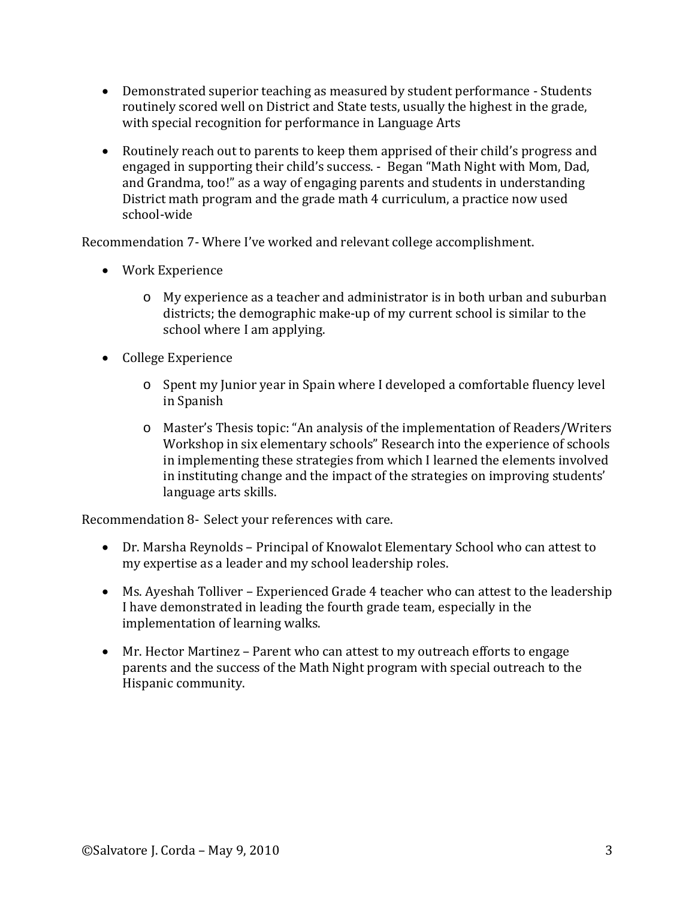- Demonstrated superior teaching as measured by student performance - Students routinely scored well on District and State tests, usually the highest in the grade, with special recognition for performance in Language Arts

- Routinely reach out to parents to keep them apprised of their child's progress and engaged in supporting their child's success. - Began "Math Night with Mom, Dad, and Grandma, too!" as a way of engaging parents and students in understanding District math program and the grade math 4 curriculum, a practice now used school-wide

Recommendation 7- Where I've worked and relevant college accomplishment.

- Work Experience
  - My experience as a teacher and administrator is in both urban and suburban districts; the demographic make-up of my current school is similar to the school where I am applying.

- College Experience
  - Spent my Junior year in Spain where I developed a comfortable fluency level in Spanish
  - Master's Thesis topic: "An analysis of the implementation of Readers/Writers Workshop in six elementary schools" Research into the experience of schools in implementing these strategies from which I learned the elements involved in instituting change and the impact of the strategies on improving students' language arts skills.

Recommendation 8- Select your references with care.

- Dr. Marsha Reynolds – Principal of Knowalot Elementary School who can attest to my expertise as a leader and my school leadership roles.

- Ms. Ayeshah Tolliver – Experienced Grade 4 teacher who can attest to the leadership I have demonstrated in leading the fourth grade team, especially in the implementation of learning walks.

- Mr. Hector Martinez – Parent who can attest to my outreach efforts to engage parents and the success of the Math Night program with special outreach to the Hispanic community.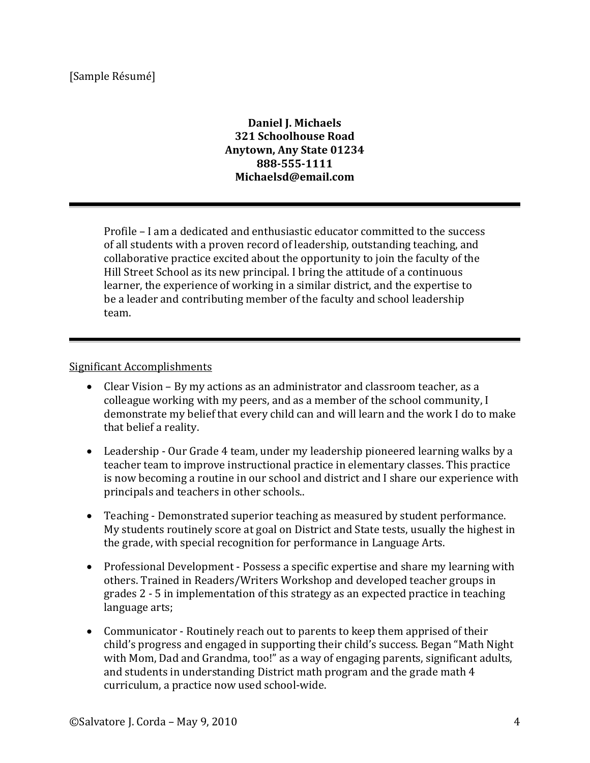[Sample Résumé]

**Daniel J. Michaels**
**321 Schoolhouse Road**
**Anytown, Any State 01234**
**888-555-1111**
**Michaelsd@email.com**

---

Profile – I am a dedicated and enthusiastic educator committed to the success of all students with a proven record of leadership, outstanding teaching, and collaborative practice excited about the opportunity to join the faculty of the Hill Street School as its new principal. I bring the attitude of a continuous learner, the experience of working in a similar district, and the expertise to be a leader and contributing member of the faculty and school leadership team.

---

Significant Accomplishments

- Clear Vision – By my actions as an administrator and classroom teacher, as a colleague working with my peers, and as a member of the school community, I demonstrate my belief that every child can and will learn and the work I do to make that belief a reality.

- Leadership - Our Grade 4 team, under my leadership pioneered learning walks by a teacher team to improve instructional practice in elementary classes. This practice is now becoming a routine in our school and district and I share our experience with principals and teachers in other schools..

- Teaching - Demonstrated superior teaching as measured by student performance. My students routinely score at goal on District and State tests, usually the highest in the grade, with special recognition for performance in Language Arts.

- Professional Development - Possess a specific expertise and share my learning with others. Trained in Readers/Writers Workshop and developed teacher groups in grades 2 - 5 in implementation of this strategy as an expected practice in teaching language arts;

- Communicator - Routinely reach out to parents to keep them apprised of their child's progress and engaged in supporting their child's success. Began "Math Night with Mom, Dad and Grandma, too!" as a way of engaging parents, significant adults, and students in understanding District math program and the grade math 4 curriculum, a practice now used school-wide.

©Salvatore J. Corda – May 9, 2010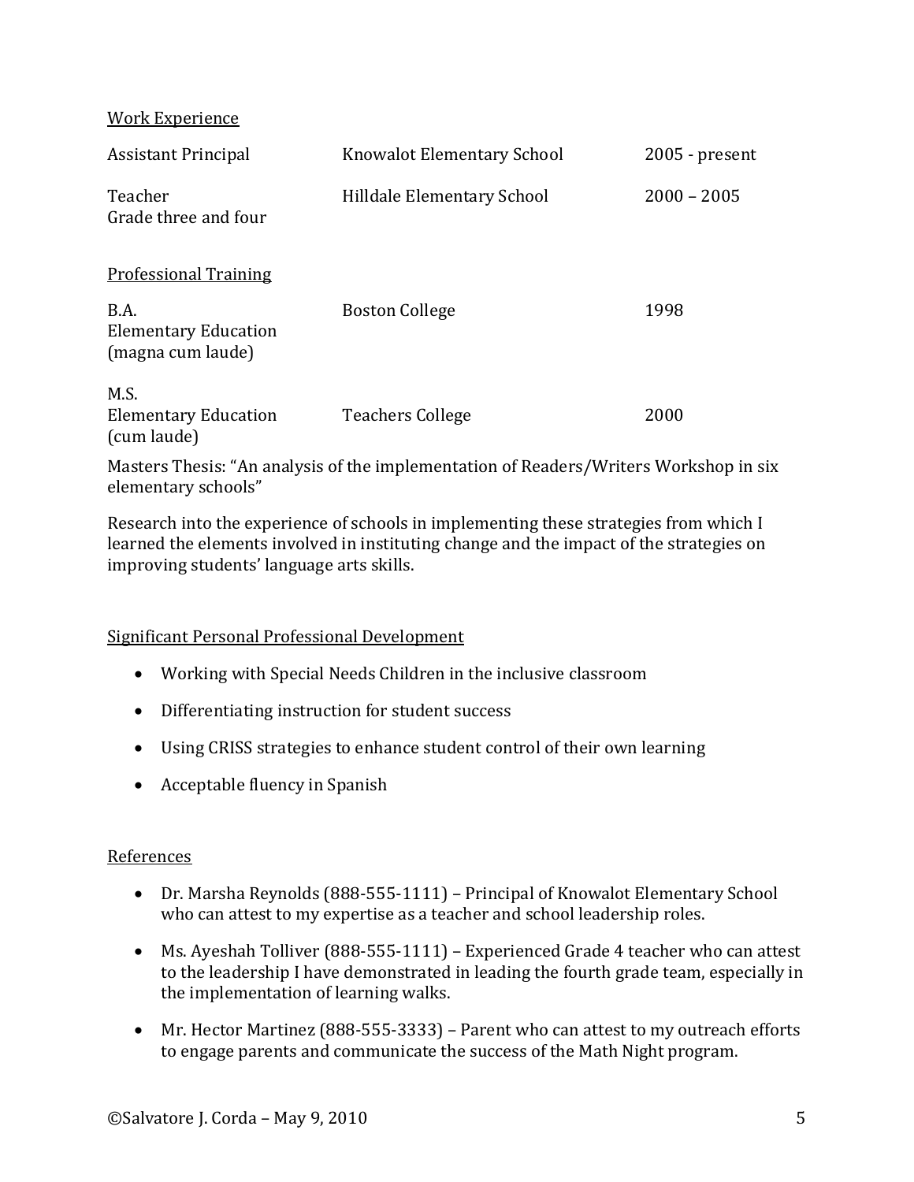## Work Experience

| | | |
|---|---|---|
| Assistant Principal | Knowalot Elementary School | 2005 - present |
| Teacher<br>Grade three and four | Hilldale Elementary School | 2000 – 2005 |

## Professional Training

| | | |
|---|---|---|
| B.A.<br>Elementary Education<br>(magna cum laude) | Boston College | 1998 |
| M.S.<br>Elementary Education<br>(cum laude) | Teachers College | 2000 |

Masters Thesis: "An analysis of the implementation of Readers/Writers Workshop in six elementary schools"

Research into the experience of schools in implementing these strategies from which I learned the elements involved in instituting change and the impact of the strategies on improving students' language arts skills.

## Significant Personal Professional Development

- Working with Special Needs Children in the inclusive classroom
- Differentiating instruction for student success
- Using CRISS strategies to enhance student control of their own learning
- Acceptable fluency in Spanish

## References

- Dr. Marsha Reynolds (888-555-1111) – Principal of Knowalot Elementary School who can attest to my expertise as a teacher and school leadership roles.
- Ms. Ayeshah Tolliver (888-555-1111) – Experienced Grade 4 teacher who can attest to the leadership I have demonstrated in leading the fourth grade team, especially in the implementation of learning walks.
- Mr. Hector Martinez (888-555-3333) – Parent who can attest to my outreach efforts to engage parents and communicate the success of the Math Night program.

©Salvatore J. Corda – May 9, 2010